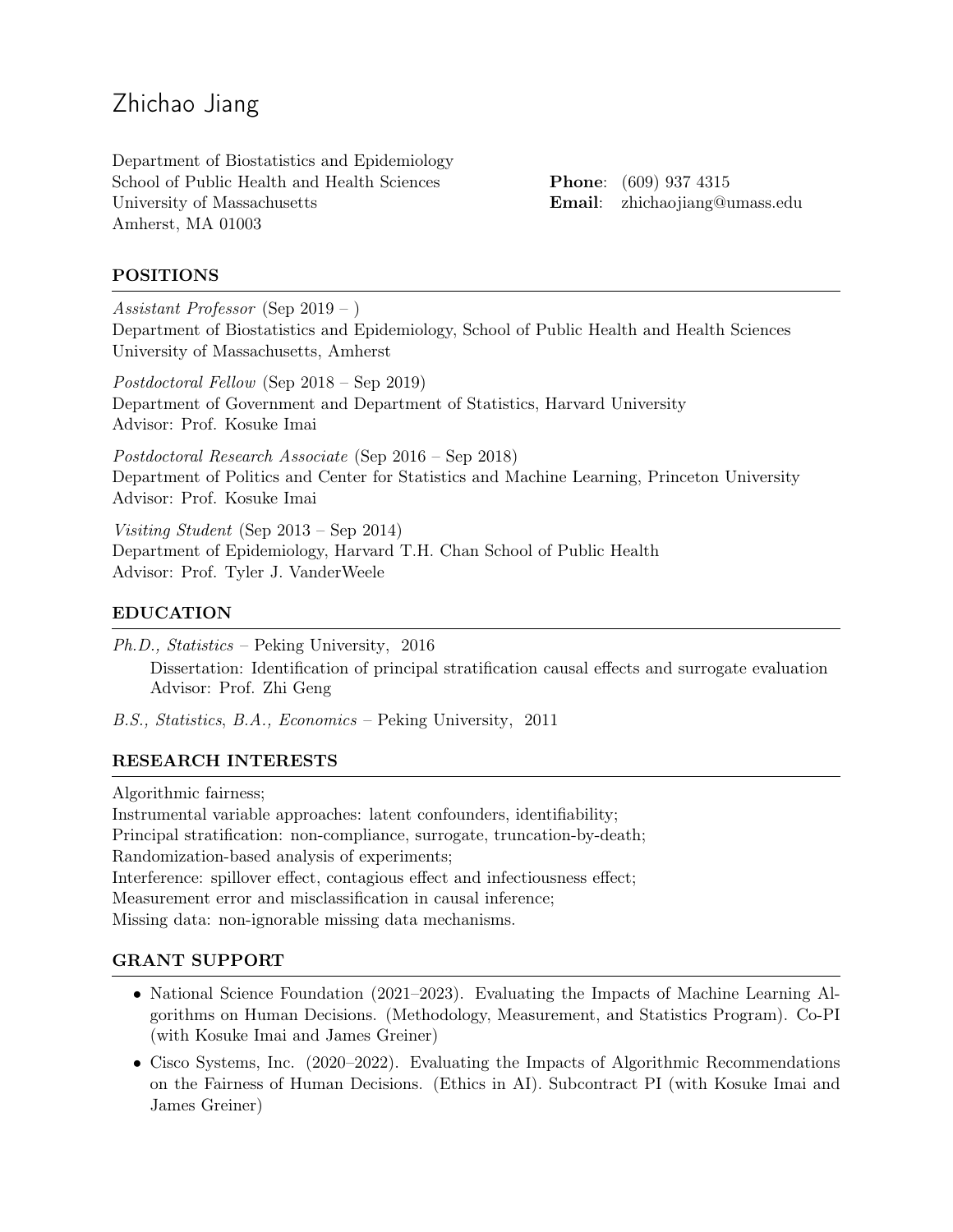# Zhichao Jiang

Department of Biostatistics and Epidemiology
School of Public Health and Health Sciences
University of Massachusetts
Amherst, MA 01003

**Phone**: (609) 937 4315
**Email**: zhichaojiang@umass.edu

## POSITIONS

*Assistant Professor* (Sep 2019 – )
Department of Biostatistics and Epidemiology, School of Public Health and Health Sciences
University of Massachusetts, Amherst

*Postdoctoral Fellow* (Sep 2018 – Sep 2019)
Department of Government and Department of Statistics, Harvard University
Advisor: Prof. Kosuke Imai

*Postdoctoral Research Associate* (Sep 2016 – Sep 2018)
Department of Politics and Center for Statistics and Machine Learning, Princeton University
Advisor: Prof. Kosuke Imai

*Visiting Student* (Sep 2013 – Sep 2014)
Department of Epidemiology, Harvard T.H. Chan School of Public Health
Advisor: Prof. Tyler J. VanderWeele

## EDUCATION

*Ph.D., Statistics* – Peking University, 2016
Dissertation: Identification of principal stratification causal effects and surrogate evaluation
Advisor: Prof. Zhi Geng

*B.S., Statistics*, *B.A., Economics* – Peking University, 2011

## RESEARCH INTERESTS

Algorithmic fairness;
Instrumental variable approaches: latent confounders, identifiability;
Principal stratification: non-compliance, surrogate, truncation-by-death;
Randomization-based analysis of experiments;
Interference: spillover effect, contagious effect and infectiousness effect;
Measurement error and misclassification in causal inference;
Missing data: non-ignorable missing data mechanisms.

## GRANT SUPPORT

- National Science Foundation (2021–2023). Evaluating the Impacts of Machine Learning Algorithms on Human Decisions. (Methodology, Measurement, and Statistics Program). Co-PI (with Kosuke Imai and James Greiner)
- Cisco Systems, Inc. (2020–2022). Evaluating the Impacts of Algorithmic Recommendations on the Fairness of Human Decisions. (Ethics in AI). Subcontract PI (with Kosuke Imai and James Greiner)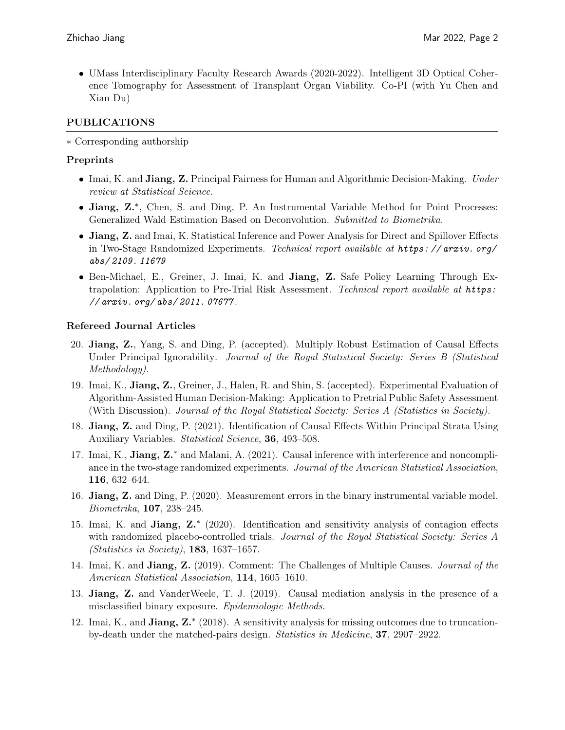- UMass Interdisciplinary Faculty Research Awards (2020-2022). Intelligent 3D Optical Coherence Tomography for Assessment of Transplant Organ Viability. Co-PI (with Yu Chen and Xian Du)

## PUBLICATIONS

∗ Corresponding authorship

### Preprints

- Imai, K. and **Jiang, Z.** Principal Fairness for Human and Algorithmic Decision-Making. *Under review at Statistical Science.*
- **Jiang, Z.**∗, Chen, S. and Ding, P. An Instrumental Variable Method for Point Processes: Generalized Wald Estimation Based on Deconvolution. *Submitted to Biometrika.*
- **Jiang, Z.** and Imai, K. Statistical Inference and Power Analysis for Direct and Spillover Effects in Two-Stage Randomized Experiments. *Technical report available at https://arxiv.org/abs/2109.11679*
- Ben-Michael, E., Greiner, J. Imai, K. and **Jiang, Z.** Safe Policy Learning Through Extrapolation: Application to Pre-Trial Risk Assessment. *Technical report available at https://arxiv.org/abs/2011.07677*.

### Refereed Journal Articles

20. **Jiang, Z.**, Yang, S. and Ding, P. (accepted). Multiply Robust Estimation of Causal Effects Under Principal Ignorability. *Journal of the Royal Statistical Society: Series B (Statistical Methodology).*
19. Imai, K., **Jiang, Z.**, Greiner, J., Halen, R. and Shin, S. (accepted). Experimental Evaluation of Algorithm-Assisted Human Decision-Making: Application to Pretrial Public Safety Assessment (With Discussion). *Journal of the Royal Statistical Society: Series A (Statistics in Society).*
18. **Jiang, Z.** and Ding, P. (2021). Identification of Causal Effects Within Principal Strata Using Auxiliary Variables. *Statistical Science*, **36**, 493–508.
17. Imai, K., **Jiang, Z.**∗ and Malani, A. (2021). Causal inference with interference and noncompliance in the two-stage randomized experiments. *Journal of the American Statistical Association*, **116**, 632–644.
16. **Jiang, Z.** and Ding, P. (2020). Measurement errors in the binary instrumental variable model. *Biometrika*, **107**, 238–245.
15. Imai, K. and **Jiang, Z.**∗ (2020). Identification and sensitivity analysis of contagion effects with randomized placebo-controlled trials. *Journal of the Royal Statistical Society: Series A (Statistics in Society)*, **183**, 1637–1657.
14. Imai, K. and **Jiang, Z.** (2019). Comment: The Challenges of Multiple Causes. *Journal of the American Statistical Association*, **114**, 1605–1610.
13. **Jiang, Z.** and VanderWeele, T. J. (2019). Causal mediation analysis in the presence of a misclassified binary exposure. *Epidemiologic Methods.*
12. Imai, K., and **Jiang, Z.**∗ (2018). A sensitivity analysis for missing outcomes due to truncation-by-death under the matched-pairs design. *Statistics in Medicine*, **37**, 2907–2922.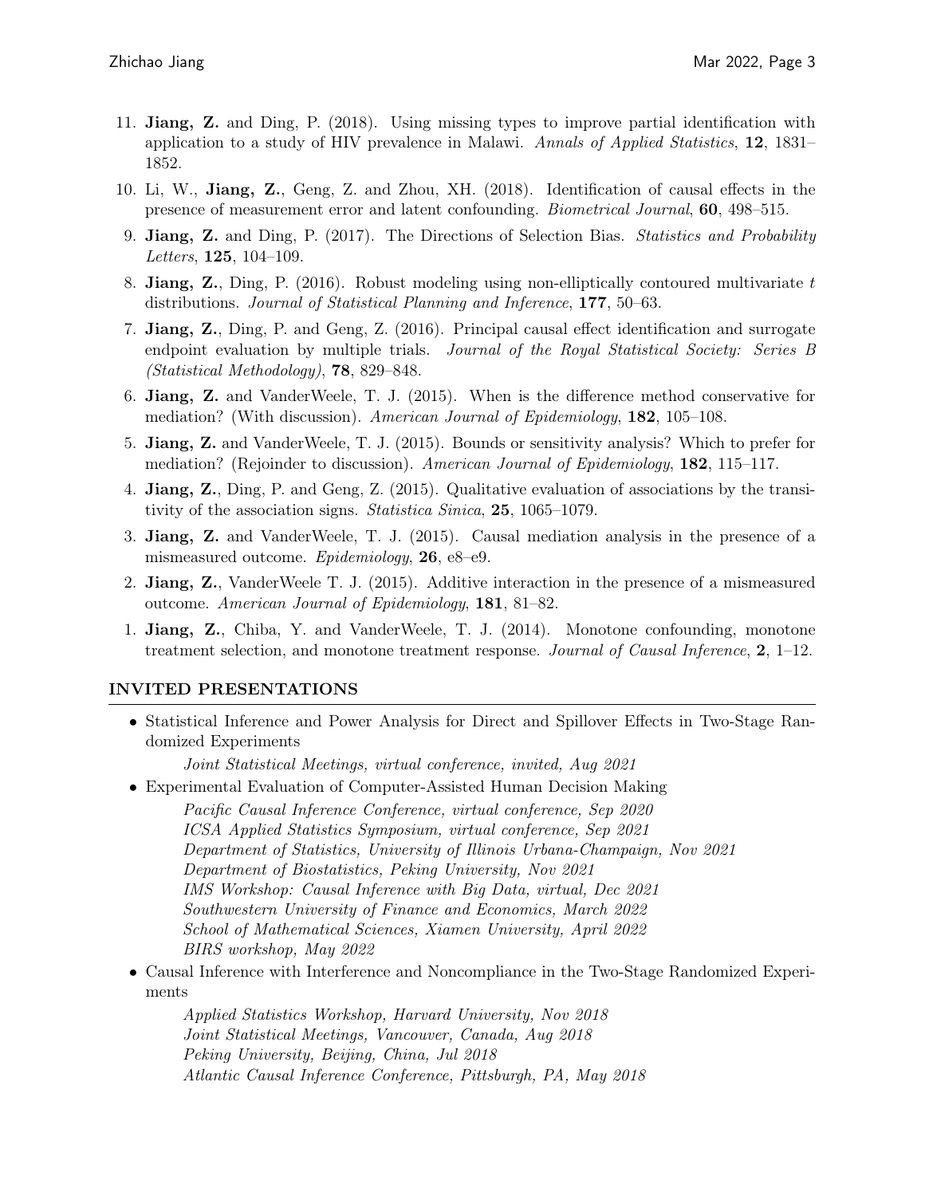11. **Jiang, Z.** and Ding, P. (2018). Using missing types to improve partial identification with application to a study of HIV prevalence in Malawi. *Annals of Applied Statistics*, **12**, 1831–1852.
10. Li, W., **Jiang, Z.**, Geng, Z. and Zhou, XH. (2018). Identification of causal effects in the presence of measurement error and latent confounding. *Biometrical Journal*, **60**, 498–515.
9. **Jiang, Z.** and Ding, P. (2017). The Directions of Selection Bias. *Statistics and Probability Letters*, **125**, 104–109.
8. **Jiang, Z.**, Ding, P. (2016). Robust modeling using non-elliptically contoured multivariate $t$ distributions. *Journal of Statistical Planning and Inference*, **177**, 50–63.
7. **Jiang, Z.**, Ding, P. and Geng, Z. (2016). Principal causal effect identification and surrogate endpoint evaluation by multiple trials. *Journal of the Royal Statistical Society: Series B (Statistical Methodology)*, **78**, 829–848.
6. **Jiang, Z.** and VanderWeele, T. J. (2015). When is the difference method conservative for mediation? (With discussion). *American Journal of Epidemiology*, **182**, 105–108.
5. **Jiang, Z.** and VanderWeele, T. J. (2015). Bounds or sensitivity analysis? Which to prefer for mediation? (Rejoinder to discussion). *American Journal of Epidemiology*, **182**, 115–117.
4. **Jiang, Z.**, Ding, P. and Geng, Z. (2015). Qualitative evaluation of associations by the transitivity of the association signs. *Statistica Sinica*, **25**, 1065–1079.
3. **Jiang, Z.** and VanderWeele, T. J. (2015). Causal mediation analysis in the presence of a mismeasured outcome. *Epidemiology*, **26**, e8–e9.
2. **Jiang, Z.**, VanderWeele T. J. (2015). Additive interaction in the presence of a mismeasured outcome. *American Journal of Epidemiology*, **181**, 81–82.
1. **Jiang, Z.**, Chiba, Y. and VanderWeele, T. J. (2014). Monotone confounding, monotone treatment selection, and monotone treatment response. *Journal of Causal Inference*, **2**, 1–12.

## INVITED PRESENTATIONS

- Statistical Inference and Power Analysis for Direct and Spillover Effects in Two-Stage Randomized Experiments
  - *Joint Statistical Meetings, virtual conference, invited, Aug 2021*
- Experimental Evaluation of Computer-Assisted Human Decision Making
  - *Pacific Causal Inference Conference, virtual conference, Sep 2020*
  - *ICSA Applied Statistics Symposium, virtual conference, Sep 2021*
  - *Department of Statistics, University of Illinois Urbana-Champaign, Nov 2021*
  - *Department of Biostatistics, Peking University, Nov 2021*
  - *IMS Workshop: Causal Inference with Big Data, virtual, Dec 2021*
  - *Southwestern University of Finance and Economics, March 2022*
  - *School of Mathematical Sciences, Xiamen University, April 2022*
  - *BIRS workshop, May 2022*
- Causal Inference with Interference and Noncompliance in the Two-Stage Randomized Experiments
  - *Applied Statistics Workshop, Harvard University, Nov 2018*
  - *Joint Statistical Meetings, Vancouver, Canada, Aug 2018*
  - *Peking University, Beijing, China, Jul 2018*
  - *Atlantic Causal Inference Conference, Pittsburgh, PA, May 2018*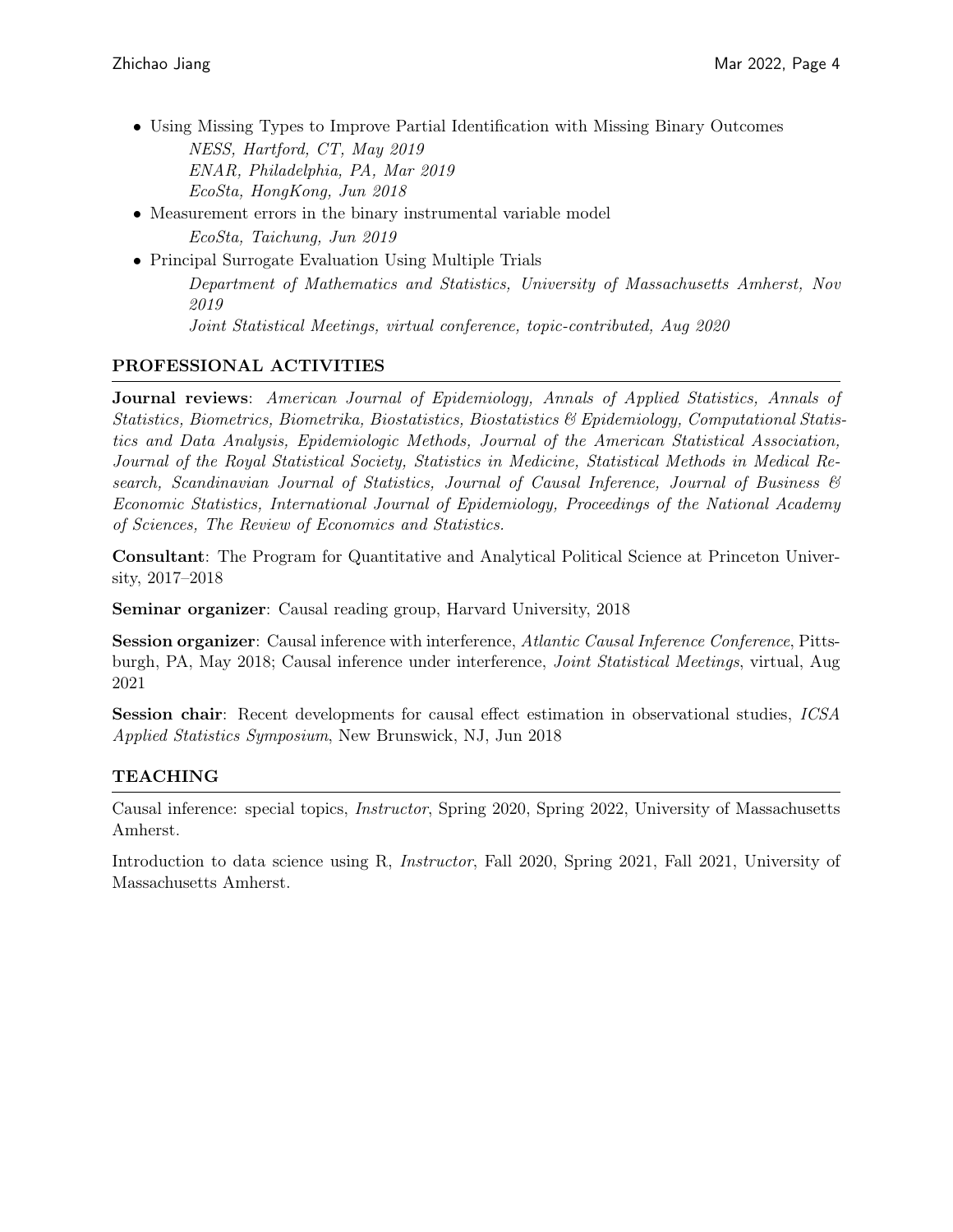- Using Missing Types to Improve Partial Identification with Missing Binary Outcomes
  *NESS, Hartford, CT, May 2019*
  *ENAR, Philadelphia, PA, Mar 2019*
  *EcoSta, HongKong, Jun 2018*
- Measurement errors in the binary instrumental variable model
  *EcoSta, Taichung, Jun 2019*
- Principal Surrogate Evaluation Using Multiple Trials
  *Department of Mathematics and Statistics, University of Massachusetts Amherst, Nov 2019*
  *Joint Statistical Meetings, virtual conference, topic-contributed, Aug 2020*

## PROFESSIONAL ACTIVITIES

**Journal reviews**: *American Journal of Epidemiology, Annals of Applied Statistics, Annals of Statistics, Biometrics, Biometrika, Biostatistics, Biostatistics & Epidemiology, Computational Statistics and Data Analysis, Epidemiologic Methods, Journal of the American Statistical Association, Journal of the Royal Statistical Society, Statistics in Medicine, Statistical Methods in Medical Research, Scandinavian Journal of Statistics, Journal of Causal Inference, Journal of Business & Economic Statistics, International Journal of Epidemiology, Proceedings of the National Academy of Sciences, The Review of Economics and Statistics.*

**Consultant**: The Program for Quantitative and Analytical Political Science at Princeton University, 2017–2018

**Seminar organizer**: Causal reading group, Harvard University, 2018

**Session organizer**: Causal inference with interference, *Atlantic Causal Inference Conference*, Pittsburgh, PA, May 2018; Causal inference under interference, *Joint Statistical Meetings*, virtual, Aug 2021

**Session chair**: Recent developments for causal effect estimation in observational studies, *ICSA Applied Statistics Symposium*, New Brunswick, NJ, Jun 2018

## TEACHING

Causal inference: special topics, *Instructor*, Spring 2020, Spring 2022, University of Massachusetts Amherst.

Introduction to data science using R, *Instructor*, Fall 2020, Spring 2021, Fall 2021, University of Massachusetts Amherst.